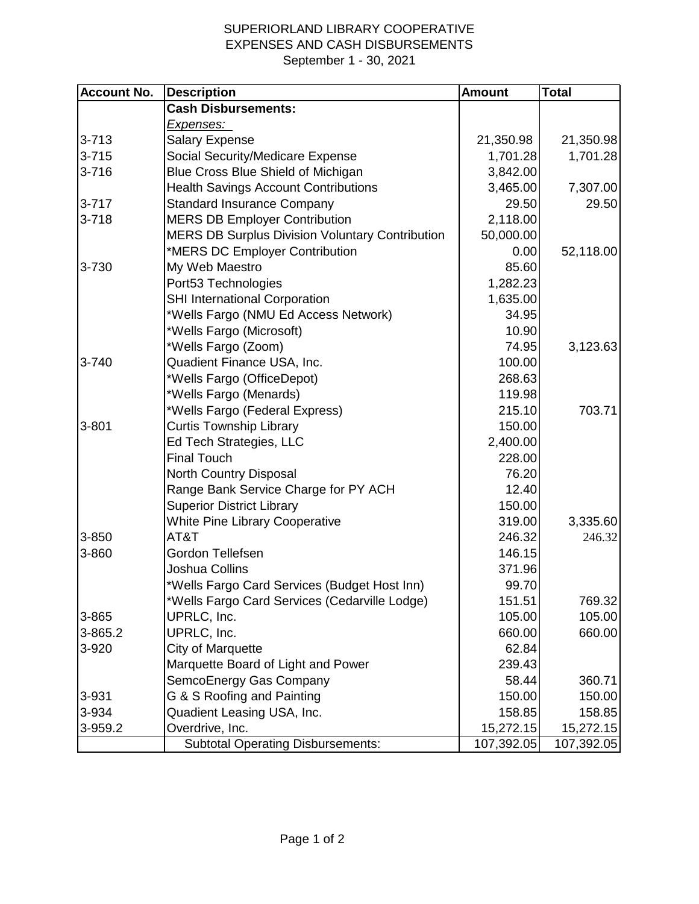# SUPERIORLAND LIBRARY COOPERATIVE
## EXPENSES AND CASH DISBURSEMENTS
### September 1 - 30, 2021

| Account No. | Description | Amount | Total |
|---|---|---|---|
| | **Cash Disbursements:** | | |
| | *Expenses:* | | |
| 3-713 | Salary Expense | 21,350.98 | 21,350.98 |
| 3-715 | Social Security/Medicare Expense | 1,701.28 | 1,701.28 |
| 3-716 | Blue Cross Blue Shield of Michigan | 3,842.00 | |
| | Health Savings Account Contributions | 3,465.00 | 7,307.00 |
| 3-717 | Standard Insurance Company | 29.50 | 29.50 |
| 3-718 | MERS DB Employer Contribution | 2,118.00 | |
| | MERS DB Surplus Division Voluntary Contribution | 50,000.00 | |
| | *MERS DC Employer Contribution | 0.00 | 52,118.00 |
| 3-730 | My Web Maestro | 85.60 | |
| | Port53 Technologies | 1,282.23 | |
| | SHI International Corporation | 1,635.00 | |
| | *Wells Fargo (NMU Ed Access Network) | 34.95 | |
| | *Wells Fargo (Microsoft) | 10.90 | |
| | *Wells Fargo (Zoom) | 74.95 | 3,123.63 |
| 3-740 | Quadient Finance USA, Inc. | 100.00 | |
| | *Wells Fargo (OfficeDepot) | 268.63 | |
| | *Wells Fargo (Menards) | 119.98 | |
| | *Wells Fargo (Federal Express) | 215.10 | 703.71 |
| 3-801 | Curtis Township Library | 150.00 | |
| | Ed Tech Strategies, LLC | 2,400.00 | |
| | Final Touch | 228.00 | |
| | North Country Disposal | 76.20 | |
| | Range Bank Service Charge for PY ACH | 12.40 | |
| | Superior District Library | 150.00 | |
| | White Pine Library Cooperative | 319.00 | 3,335.60 |
| 3-850 | AT&T | 246.32 | 246.32 |
| 3-860 | Gordon Tellefsen | 146.15 | |
| | Joshua Collins | 371.96 | |
| | *Wells Fargo Card Services (Budget Host Inn) | 99.70 | |
| | *Wells Fargo Card Services (Cedarville Lodge) | 151.51 | 769.32 |
| 3-865 | UPRLC, Inc. | 105.00 | 105.00 |
| 3-865.2 | UPRLC, Inc. | 660.00 | 660.00 |
| 3-920 | City of Marquette | 62.84 | |
| | Marquette Board of Light and Power | 239.43 | |
| | SemcoEnergy Gas Company | 58.44 | 360.71 |
| 3-931 | G & S Roofing and Painting | 150.00 | 150.00 |
| 3-934 | Quadient Leasing USA, Inc. | 158.85 | 158.85 |
| 3-959.2 | Overdrive, Inc. | 15,272.15 | 15,272.15 |
| | Subtotal Operating Disbursements: | 107,392.05 | 107,392.05 |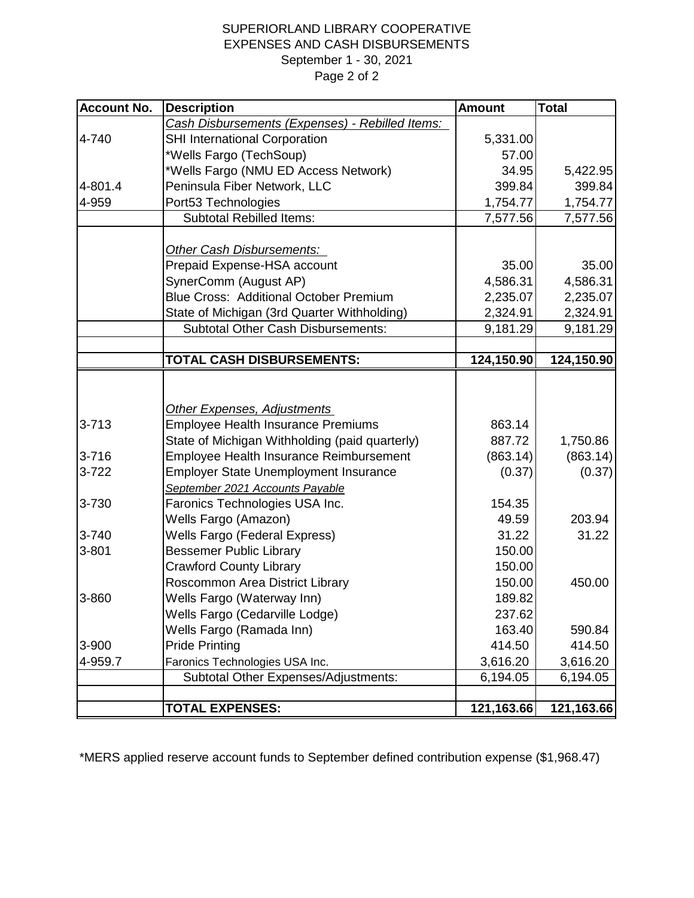# SUPERIORLAND LIBRARY COOPERATIVE
## EXPENSES AND CASH DISBURSEMENTS
### September 1 - 30, 2021
Page 2 of 2

| Account No. | Description | Amount | Total |
|---|---|---|---|
| | *Cash Disbursements (Expenses) - Rebilled Items:* | | |
| 4-740 | SHI International Corporation | 5,331.00 | |
| | *Wells Fargo (TechSoup) | 57.00 | |
| | *Wells Fargo (NMU ED Access Network) | 34.95 | 5,422.95 |
| 4-801.4 | Peninsula Fiber Network, LLC | 399.84 | 399.84 |
| 4-959 | Port53 Technologies | 1,754.77 | 1,754.77 |
| | Subtotal Rebilled Items: | 7,577.56 | 7,577.56 |
| | | | |
| | *Other Cash Disbursements:* | | |
| | Prepaid Expense-HSA account | 35.00 | 35.00 |
| | SynerComm (August AP) | 4,586.31 | 4,586.31 |
| | Blue Cross: Additional October Premium | 2,235.07 | 2,235.07 |
| | State of Michigan (3rd Quarter Withholding) | 2,324.91 | 2,324.91 |
| | Subtotal Other Cash Disbursements: | 9,181.29 | 9,181.29 |
| | | | |
| | **TOTAL CASH DISBURSEMENTS:** | **124,150.90** | **124,150.90** |
| | | | |
| | *Other Expenses, Adjustments* | | |
| 3-713 | Employee Health Insurance Premiums | 863.14 | |
| | State of Michigan Withholding (paid quarterly) | 887.72 | 1,750.86 |
| 3-716 | Employee Health Insurance Reimbursement | (863.14) | (863.14) |
| 3-722 | Employer State Unemployment Insurance | (0.37) | (0.37) |
| | *September 2021 Accounts Payable* | | |
| 3-730 | Faronics Technologies USA Inc. | 154.35 | |
| | Wells Fargo (Amazon) | 49.59 | 203.94 |
| 3-740 | Wells Fargo (Federal Express) | 31.22 | 31.22 |
| 3-801 | Bessemer Public Library | 150.00 | |
| | Crawford County Library | 150.00 | |
| | Roscommon Area District Library | 150.00 | 450.00 |
| 3-860 | Wells Fargo (Waterway Inn) | 189.82 | |
| | Wells Fargo (Cedarville Lodge) | 237.62 | |
| | Wells Fargo (Ramada Inn) | 163.40 | 590.84 |
| 3-900 | Pride Printing | 414.50 | 414.50 |
| 4-959.7 | Faronics Technologies USA Inc. | 3,616.20 | 3,616.20 |
| | Subtotal Other Expenses/Adjustments: | 6,194.05 | 6,194.05 |
| | | | |
| | **TOTAL EXPENSES:** | **121,163.66** | **121,163.66** |

*MERS applied reserve account funds to September defined contribution expense ($1,968.47)